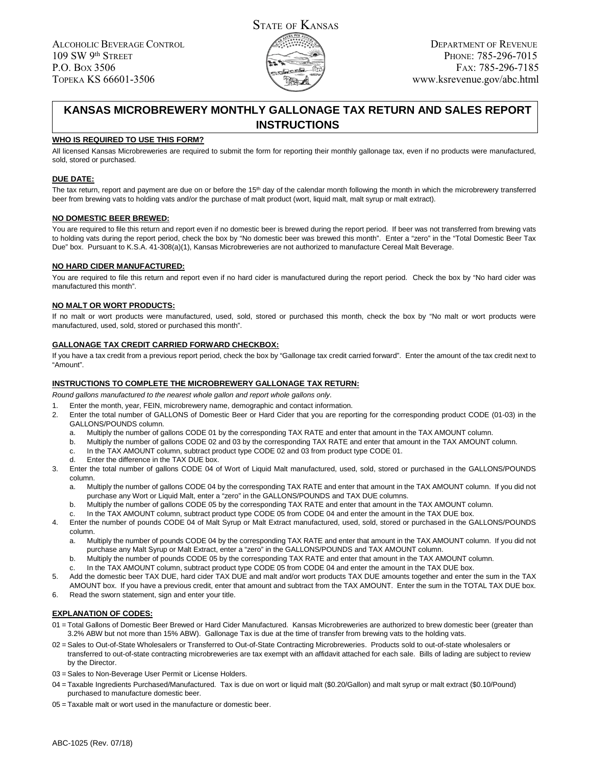STATE OF KANSAS

ALCOHOLIC BEVERAGE CONTROL
109 SW 9th STREET
P.O. BOX 3506
TOPEKA KS 66601-3506

DEPARTMENT OF REVENUE
PHONE: 785-296-7015
FAX: 785-296-7185
www.ksrevenue.gov/abc.html

# KANSAS MICROBREWERY MONTHLY GALLONAGE TAX RETURN AND SALES REPORT INSTRUCTIONS

**WHO IS REQUIRED TO USE THIS FORM?**

All licensed Kansas Microbreweries are required to submit the form for reporting their monthly gallonage tax, even if no products were manufactured, sold, stored or purchased.

**DUE DATE:**

The tax return, report and payment are due on or before the 15th day of the calendar month following the month in which the microbrewery transferred beer from brewing vats to holding vats and/or the purchase of malt product (wort, liquid malt, malt syrup or malt extract).

**NO DOMESTIC BEER BREWED:**

You are required to file this return and report even if no domestic beer is brewed during the report period. If beer was not transferred from brewing vats to holding vats during the report period, check the box by "No domestic beer was brewed this month". Enter a "zero" in the "Total Domestic Beer Tax Due" box. Pursuant to K.S.A. 41-308(a)(1), Kansas Microbreweries are not authorized to manufacture Cereal Malt Beverage.

**NO HARD CIDER MANUFACTURED:**

You are required to file this return and report even if no hard cider is manufactured during the report period. Check the box by "No hard cider was manufactured this month".

**NO MALT OR WORT PRODUCTS:**

If no malt or wort products were manufactured, used, sold, stored or purchased this month, check the box by "No malt or wort products were manufactured, used, sold, stored or purchased this month".

**GALLONAGE TAX CREDIT CARRIED FORWARD CHECKBOX:**

If you have a tax credit from a previous report period, check the box by "Gallonage tax credit carried forward". Enter the amount of the tax credit next to "Amount".

**INSTRUCTIONS TO COMPLETE THE MICROBREWERY GALLONAGE TAX RETURN:**

*Round gallons manufactured to the nearest whole gallon and report whole gallons only.*

1. Enter the month, year, FEIN, microbrewery name, demographic and contact information.
2. Enter the total number of GALLONS of Domestic Beer or Hard Cider that you are reporting for the corresponding product CODE (01-03) in the GALLONS/POUNDS column.
   a. Multiply the number of gallons CODE 01 by the corresponding TAX RATE and enter that amount in the TAX AMOUNT column.
   b. Multiply the number of gallons CODE 02 and 03 by the corresponding TAX RATE and enter that amount in the TAX AMOUNT column.
   c. In the TAX AMOUNT column, subtract product type CODE 02 and 03 from product type CODE 01.
   d. Enter the difference in the TAX DUE box.
3. Enter the total number of gallons CODE 04 of Wort of Liquid Malt manufactured, used, sold, stored or purchased in the GALLONS/POUNDS column.
   a. Multiply the number of gallons CODE 04 by the corresponding TAX RATE and enter that amount in the TAX AMOUNT column. If you did not purchase any Wort or Liquid Malt, enter a "zero" in the GALLONS/POUNDS and TAX DUE columns.
   b. Multiply the number of gallons CODE 05 by the corresponding TAX RATE and enter that amount in the TAX AMOUNT column.
   c. In the TAX AMOUNT column, subtract product type CODE 05 from CODE 04 and enter the amount in the TAX DUE box.
4. Enter the number of pounds CODE 04 of Malt Syrup or Malt Extract manufactured, used, sold, stored or purchased in the GALLONS/POUNDS column.
   a. Multiply the number of pounds CODE 04 by the corresponding TAX RATE and enter that amount in the TAX AMOUNT column. If you did not purchase any Malt Syrup or Malt Extract, enter a "zero" in the GALLONS/POUNDS and TAX AMOUNT column.
   b. Multiply the number of pounds CODE 05 by the corresponding TAX RATE and enter that amount in the TAX AMOUNT column.
   c. In the TAX AMOUNT column, subtract product type CODE 05 from CODE 04 and enter the amount in the TAX DUE box.
5. Add the domestic beer TAX DUE, hard cider TAX DUE and malt and/or wort products TAX DUE amounts together and enter the sum in the TAX AMOUNT box. If you have a previous credit, enter that amount and subtract from the TAX AMOUNT. Enter the sum in the TOTAL TAX DUE box.
6. Read the sworn statement, sign and enter your title.

**EXPLANATION OF CODES:**

01 = Total Gallons of Domestic Beer Brewed or Hard Cider Manufactured. Kansas Microbreweries are authorized to brew domestic beer (greater than 3.2% ABW but not more than 15% ABW). Gallonage Tax is due at the time of transfer from brewing vats to the holding vats.

02 = Sales to Out-of-State Wholesalers or Transferred to Out-of-State Contracting Microbreweries. Products sold to out-of-state wholesalers or transferred to out-of-state contracting microbreweries are tax exempt with an affidavit attached for each sale. Bills of lading are subject to review by the Director.

03 = Sales to Non-Beverage User Permit or License Holders.

04 = Taxable Ingredients Purchased/Manufactured. Tax is due on wort or liquid malt ($0.20/Gallon) and malt syrup or malt extract ($0.10/Pound) purchased to manufacture domestic beer.

05 = Taxable malt or wort used in the manufacture or domestic beer.

ABC-1025 (Rev. 07/18)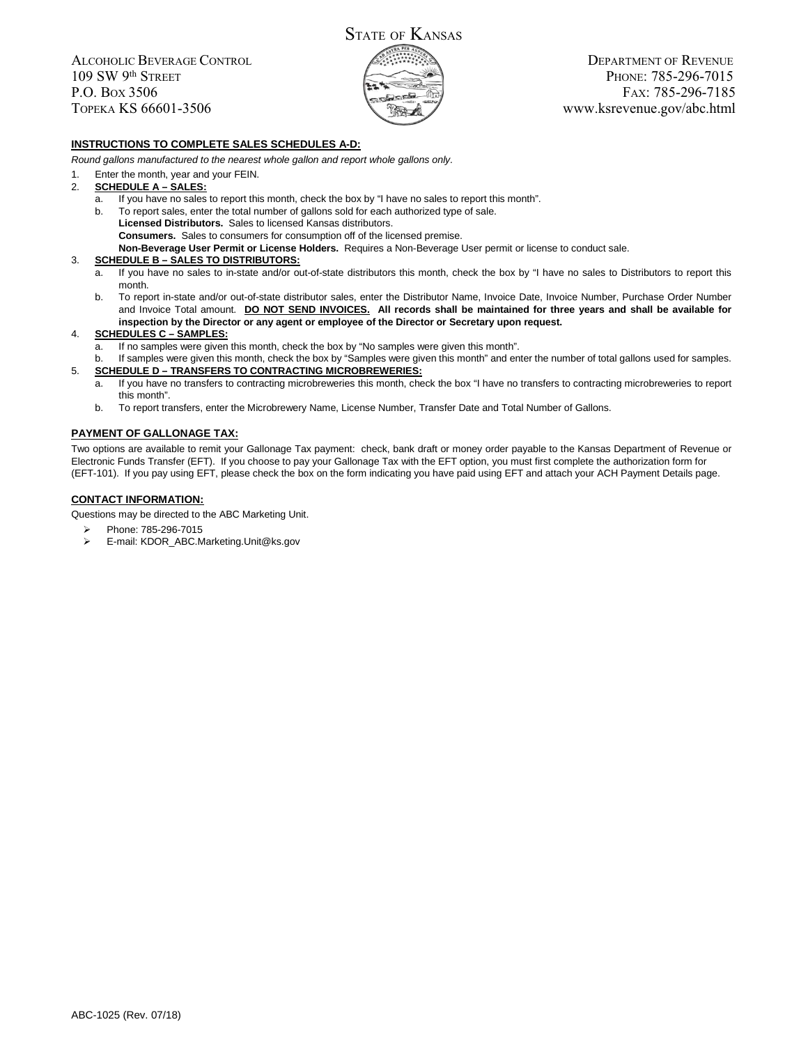# STATE OF KANSAS

ALCOHOLIC BEVERAGE CONTROL
109 SW 9th STREET
P.O. BOX 3506
TOPEKA KS 66601-3506

DEPARTMENT OF REVENUE
PHONE: 785-296-7015
FAX: 785-296-7185
www.ksrevenue.gov/abc.html

## INSTRUCTIONS TO COMPLETE SALES SCHEDULES A-D:

*Round gallons manufactured to the nearest whole gallon and report whole gallons only.*

1. Enter the month, year and your FEIN.
2. **SCHEDULE A – SALES:**
   a. If you have no sales to report this month, check the box by "I have no sales to report this month".
   b. To report sales, enter the total number of gallons sold for each authorized type of sale.
      **Licensed Distributors.** Sales to licensed Kansas distributors.
      **Consumers.** Sales to consumers for consumption off of the licensed premise.
      **Non-Beverage User Permit or License Holders.** Requires a Non-Beverage User permit or license to conduct sale.
3. **SCHEDULE B – SALES TO DISTRIBUTORS:**
   a. If you have no sales to in-state and/or out-of-state distributors this month, check the box by "I have no sales to Distributors to report this month.
   b. To report in-state and/or out-of-state distributor sales, enter the Distributor Name, Invoice Date, Invoice Number, Purchase Order Number and Invoice Total amount. **DO NOT SEND INVOICES. All records shall be maintained for three years and shall be available for inspection by the Director or any agent or employee of the Director or Secretary upon request.**
4. **SCHEDULES C – SAMPLES:**
   a. If no samples were given this month, check the box by "No samples were given this month".
   b. If samples were given this month, check the box by "Samples were given this month" and enter the number of total gallons used for samples.
5. **SCHEDULE D – TRANSFERS TO CONTRACTING MICROBREWERIES:**
   a. If you have no transfers to contracting microbreweries this month, check the box "I have no transfers to contracting microbreweries to report this month".
   b. To report transfers, enter the Microbrewery Name, License Number, Transfer Date and Total Number of Gallons.

## PAYMENT OF GALLONAGE TAX:

Two options are available to remit your Gallonage Tax payment: check, bank draft or money order payable to the Kansas Department of Revenue or Electronic Funds Transfer (EFT). If you choose to pay your Gallonage Tax with the EFT option, you must first complete the authorization form for (EFT-101). If you pay using EFT, please check the box on the form indicating you have paid using EFT and attach your ACH Payment Details page.

## CONTACT INFORMATION:

Questions may be directed to the ABC Marketing Unit.

- Phone: 785-296-7015
- E-mail: KDOR_ABC.Marketing.Unit@ks.gov

ABC-1025 (Rev. 07/18)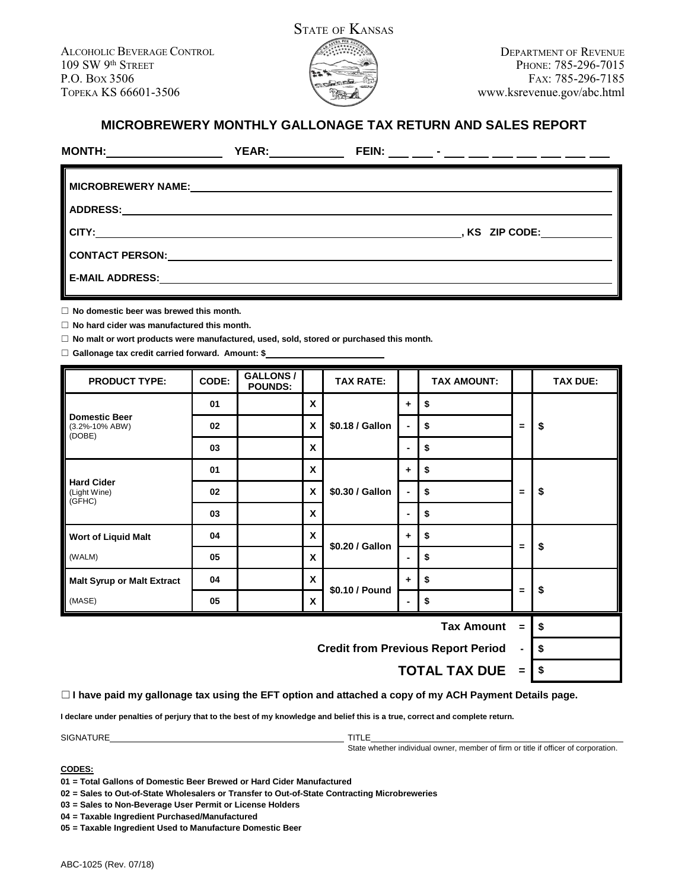STATE OF KANSAS

ALCOHOLIC BEVERAGE CONTROL
109 SW 9th STREET
P.O. BOX 3506
TOPEKA KS 66601-3506

DEPARTMENT OF REVENUE
PHONE: 785-296-7015
FAX: 785-296-7185
www.ksrevenue.gov/abc.html

## MICROBREWERY MONTHLY GALLONAGE TAX RETURN AND SALES REPORT

**MONTH:** ________ **YEAR:** ________ **FEIN:** ___ ___ - ___ ___ ___ ___ ___ ___ ___

**MICROBREWERY NAME:** ________

**ADDRESS:** ________

**CITY:** ________, **KS ZIP CODE:** ________

**CONTACT PERSON:** ________

**E-MAIL ADDRESS:** ________

☐ **No domestic beer was brewed this month.**

☐ **No hard cider was manufactured this month.**

☐ **No malt or wort products were manufactured, used, sold, stored or purchased this month.**

☐ **Gallonage tax credit carried forward. Amount: $** ________

| PRODUCT TYPE: | CODE: | GALLONS / POUNDS: | | TAX RATE: | | TAX AMOUNT: | | TAX DUE: |
|---|---|---|---|---|---|---|---|---|
| **Domestic Beer** (3.2%-10% ABW) (DOBE) | 01 | | X | $0.18 / Gallon | + | $ | = | $ |
| | 02 | | X | | - | $ | | |
| | 03 | | X | | - | $ | | |
| **Hard Cider** (Light Wine) (GFHC) | 01 | | X | $0.30 / Gallon | + | $ | = | $ |
| | 02 | | X | | - | $ | | |
| | 03 | | X | | - | $ | | |
| **Wort of Liquid Malt** (WALM) | 04 | | X | $0.20 / Gallon | + | $ | = | $ |
| | 05 | | X | | - | $ | | |
| **Malt Syrup or Malt Extract** (MASE) | 04 | | X | $0.10 / Pound | + | $ | = | $ |
| | 05 | | X | | - | $ | | |

| | | |
|---|---|---|
| **Tax Amount** | = | $ |
| **Credit from Previous Report Period** | - | $ |
| **TOTAL TAX DUE** | = | $ |

☐ **I have paid my gallonage tax using the EFT option and attached a copy of my ACH Payment Details page.**

**I declare under penalties of perjury that to the best of my knowledge and belief this is a true, correct and complete return.**

SIGNATURE ________ TITLE ________
State whether individual owner, member of firm or title if officer of corporation.

**CODES:**

**01 = Total Gallons of Domestic Beer Brewed or Hard Cider Manufactured**
**02 = Sales to Out-of-State Wholesalers or Transfer to Out-of-State Contracting Microbreweries**
**03 = Sales to Non-Beverage User Permit or License Holders**
**04 = Taxable Ingredient Purchased/Manufactured**
**05 = Taxable Ingredient Used to Manufacture Domestic Beer**

ABC-1025 (Rev. 07/18)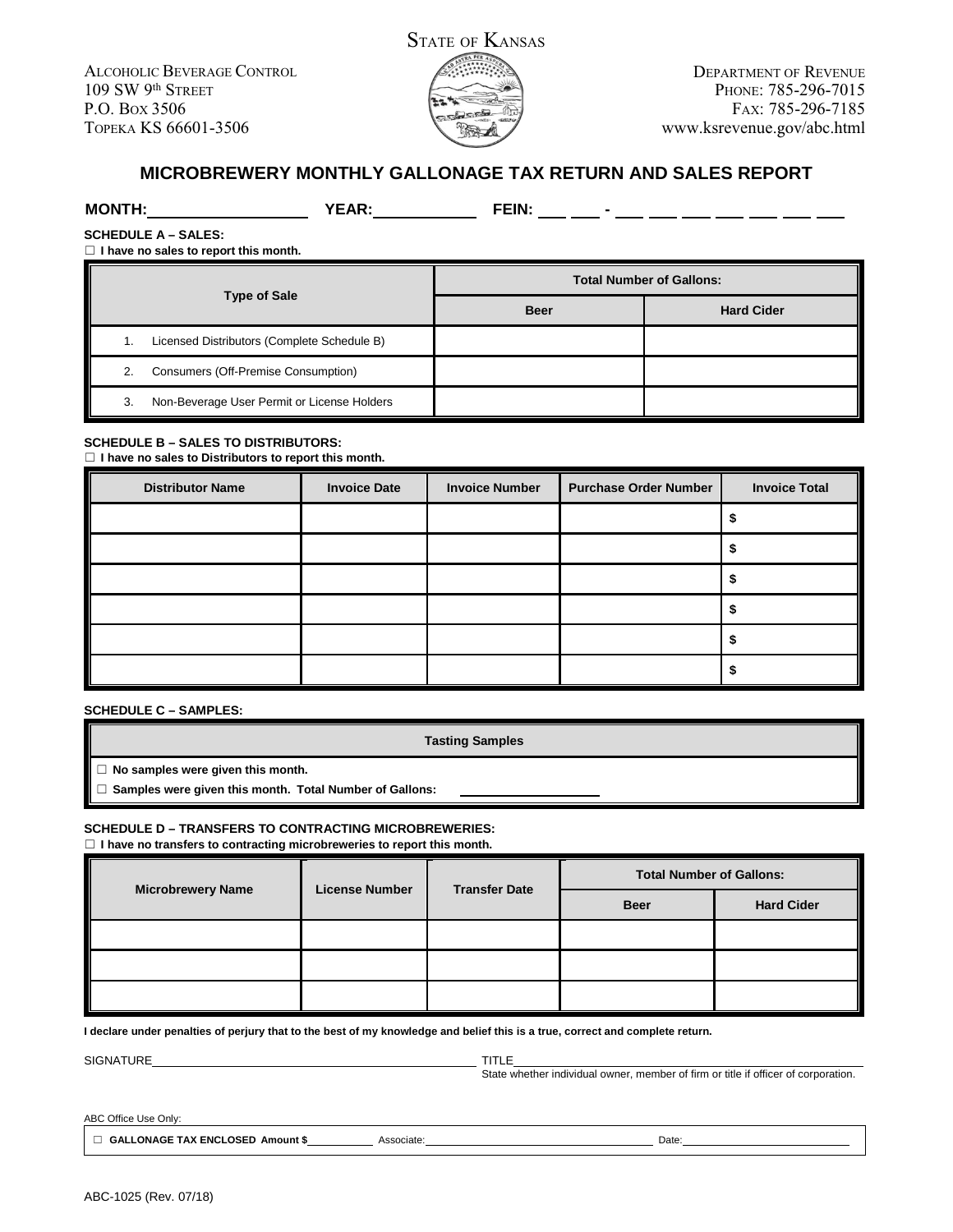STATE OF KANSAS

ALCOHOLIC BEVERAGE CONTROL
109 SW 9th STREET
P.O. BOX 3506
TOPEKA KS 66601-3506

DEPARTMENT OF REVENUE
PHONE: 785-296-7015
FAX: 785-296-7185
www.ksrevenue.gov/abc.html

# MICROBREWERY MONTHLY GALLONAGE TAX RETURN AND SALES REPORT

**MONTH:**\_\_\_\_\_\_\_\_\_\_\_\_ **YEAR:**\_\_\_\_\_\_\_\_ **FEIN:** \_\_ \_\_ - \_\_ \_\_ \_\_ \_\_ \_\_ \_\_ \_\_

**SCHEDULE A – SALES:**

☐ **I have no sales to report this month.**

| Type of Sale | Total Number of Gallons: | |
|---|---|---|
| | Beer | Hard Cider |
| 1. Licensed Distributors (Complete Schedule B) | | |
| 2. Consumers (Off-Premise Consumption) | | |
| 3. Non-Beverage User Permit or License Holders | | |

**SCHEDULE B – SALES TO DISTRIBUTORS:**

☐ **I have no sales to Distributors to report this month.**

| Distributor Name | Invoice Date | Invoice Number | Purchase Order Number | Invoice Total |
|---|---|---|---|---|
| | | | | $ |
| | | | | $ |
| | | | | $ |
| | | | | $ |
| | | | | $ |
| | | | | $ |

**SCHEDULE C – SAMPLES:**

| Tasting Samples |
|---|
| ☐ **No samples were given this month.** |
| ☐ **Samples were given this month. Total Number of Gallons:** \_\_\_\_\_\_\_\_\_\_ |

**SCHEDULE D – TRANSFERS TO CONTRACTING MICROBREWERIES:**

☐ **I have no transfers to contracting microbreweries to report this month.**

| Microbrewery Name | License Number | Transfer Date | Total Number of Gallons: | |
|---|---|---|---|---|
| | | | Beer | Hard Cider |
| | | | | |
| | | | | |
| | | | | |

**I declare under penalties of perjury that to the best of my knowledge and belief this is a true, correct and complete return.**

SIGNATURE\_\_\_\_\_\_\_\_\_\_\_\_\_\_\_\_\_\_\_\_\_\_\_\_ TITLE\_\_\_\_\_\_\_\_\_\_\_\_\_\_\_\_\_\_\_\_\_\_\_\_

State whether individual owner, member of firm or title if officer of corporation.

ABC Office Use Only:

☐ **GALLONAGE TAX ENCLOSED Amount $**\_\_\_\_\_\_\_\_ Associate:\_\_\_\_\_\_\_\_\_\_\_\_\_\_\_\_ Date:\_\_\_\_\_\_\_\_\_\_\_\_

ABC-1025 (Rev. 07/18)